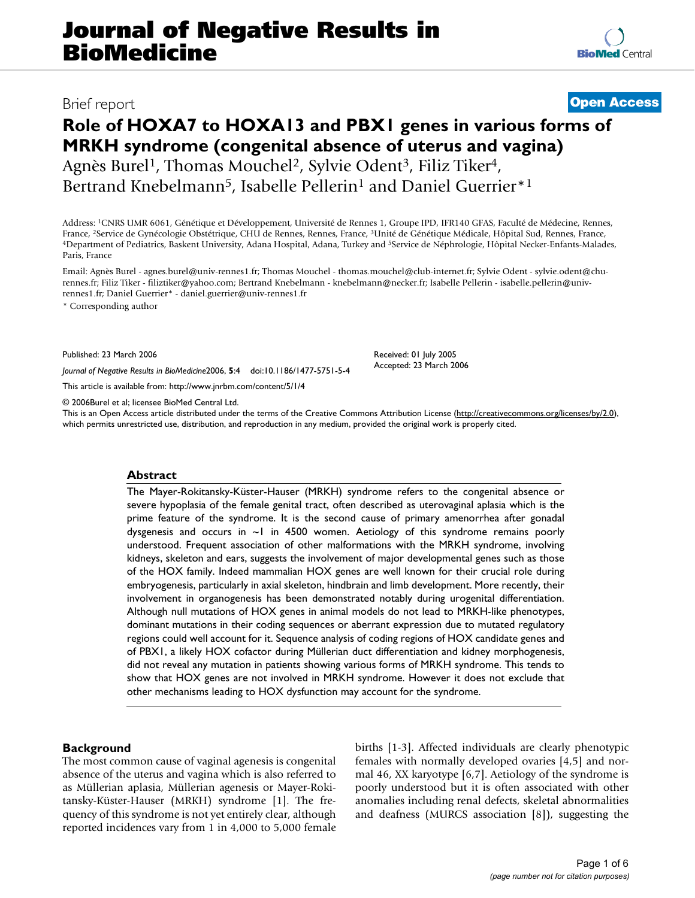# Journal of Negative Results in BioMedicine

Brief report

**Open Access**

# Role of HOXA7 to HOXA13 and PBX1 genes in various forms of MRKH syndrome (congenital absence of uterus and vagina)

Agnès Burel[1], Thomas Mouchel[2], Sylvie Odent[3], Filiz Tiker[4], Bertrand Knebelmann[5], Isabelle Pellerin[1] and Daniel Guerrier*[1]

Address: [1]CNRS UMR 6061, Génétique et Développement, Université de Rennes 1, Groupe IPD, IFR140 GFAS, Faculté de Médecine, Rennes, France, [2]Service de Gynécologie Obstétrique, CHU de Rennes, Rennes, France, [3]Unité de Génétique Médicale, Hôpital Sud, Rennes, France, [4]Department of Pediatrics, Baskent University, Adana Hospital, Adana, Turkey and [5]Service de Néphrologie, Hôpital Necker-Enfants-Malades, Paris, France

Email: Agnès Burel - agnes.burel@univ-rennes1.fr; Thomas Mouchel - thomas.mouchel@club-internet.fr; Sylvie Odent - sylvie.odent@chu-rennes.fr; Filiz Tiker - filiztiker@yahoo.com; Bertrand Knebelmann - knebelmann@necker.fr; Isabelle Pellerin - isabelle.pellerin@univ-rennes1.fr; Daniel Guerrier* - daniel.guerrier@univ-rennes1.fr

\* Corresponding author

Published: 23 March 2006

*Journal of Negative Results in BioMedicine*2006, **5**:4 doi:10.1186/1477-5751-5-4

Received: 01 July 2005
Accepted: 23 March 2006

This article is available from: http://www.jnrbm.com/content/5/1/4

© 2006Burel et al; licensee BioMed Central Ltd.
This is an Open Access article distributed under the terms of the Creative Commons Attribution License (http://creativecommons.org/licenses/by/2.0), which permits unrestricted use, distribution, and reproduction in any medium, provided the original work is properly cited.

## Abstract

The Mayer-Rokitansky-Küster-Hauser (MRKH) syndrome refers to the congenital absence or severe hypoplasia of the female genital tract, often described as uterovaginal aplasia which is the prime feature of the syndrome. It is the second cause of primary amenorrhea after gonadal dysgenesis and occurs in ~1 in 4500 women. Aetiology of this syndrome remains poorly understood. Frequent association of other malformations with the MRKH syndrome, involving kidneys, skeleton and ears, suggests the involvement of major developmental genes such as those of the HOX family. Indeed mammalian HOX genes are well known for their crucial role during embryogenesis, particularly in axial skeleton, hindbrain and limb development. More recently, their involvement in organogenesis has been demonstrated notably during urogenital differentiation. Although null mutations of HOX genes in animal models do not lead to MRKH-like phenotypes, dominant mutations in their coding sequences or aberrant expression due to mutated regulatory regions could well account for it. Sequence analysis of coding regions of HOX candidate genes and of PBX1, a likely HOX cofactor during Müllerian duct differentiation and kidney morphogenesis, did not reveal any mutation in patients showing various forms of MRKH syndrome. This tends to show that HOX genes are not involved in MRKH syndrome. However it does not exclude that other mechanisms leading to HOX dysfunction may account for the syndrome.

## Background

The most common cause of vaginal agenesis is congenital absence of the uterus and vagina which is also referred to as Müllerian aplasia, Müllerian agenesis or Mayer-Rokitansky-Küster-Hauser (MRKH) syndrome [1]. The frequency of this syndrome is not yet entirely clear, although reported incidences vary from 1 in 4,000 to 5,000 female births [1-3]. Affected individuals are clearly phenotypic females with normally developed ovaries [4,5] and normal 46, XX karyotype [6,7]. Aetiology of the syndrome is poorly understood but it is often associated with other anomalies including renal defects, skeletal abnormalities and deafness (MURCS association [8]), suggesting the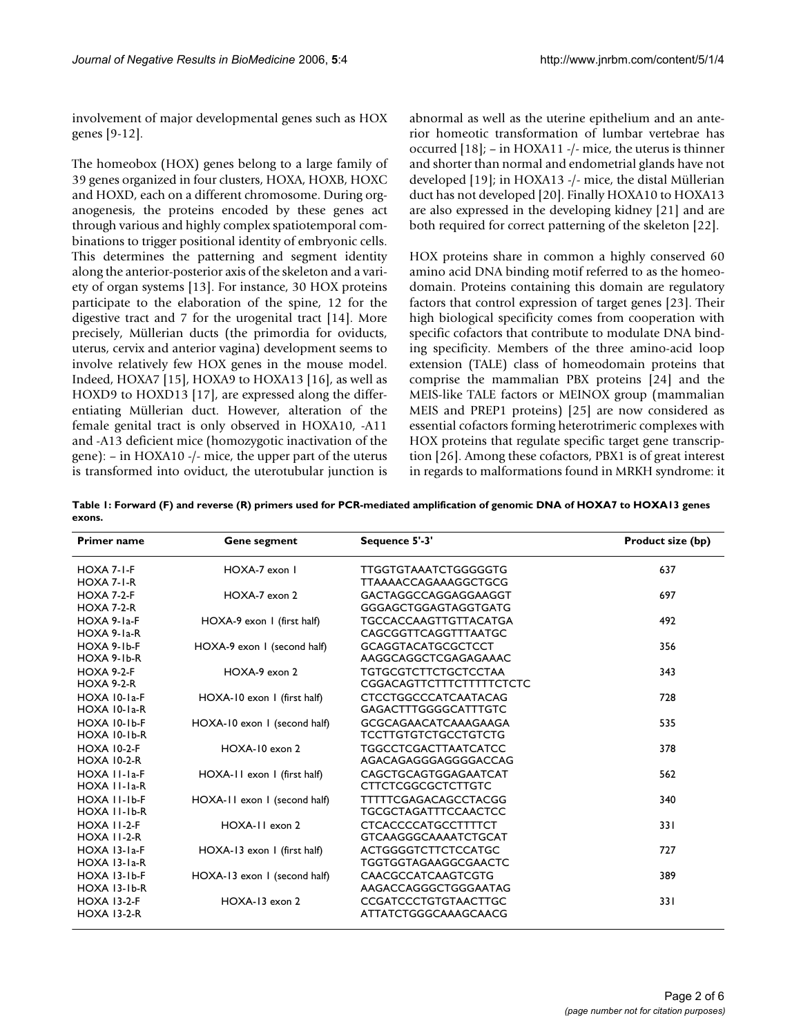involvement of major developmental genes such as HOX genes [9-12].

The homeobox (HOX) genes belong to a large family of 39 genes organized in four clusters, HOXA, HOXB, HOXC and HOXD, each on a different chromosome. During organogenesis, the proteins encoded by these genes act through various and highly complex spatiotemporal combinations to trigger positional identity of embryonic cells. This determines the patterning and segment identity along the anterior-posterior axis of the skeleton and a variety of organ systems [13]. For instance, 30 HOX proteins participate to the elaboration of the spine, 12 for the digestive tract and 7 for the urogenital tract [14]. More precisely, Müllerian ducts (the primordia for oviducts, uterus, cervix and anterior vagina) development seems to involve relatively few HOX genes in the mouse model. Indeed, HOXA7 [15], HOXA9 to HOXA13 [16], as well as HOXD9 to HOXD13 [17], are expressed along the differentiating Müllerian duct. However, alteration of the female genital tract is only observed in HOXA10, -A11 and -A13 deficient mice (homozygotic inactivation of the gene): – in HOXA10 -/- mice, the upper part of the uterus is transformed into oviduct, the uterotubular junction is abnormal as well as the uterine epithelium and an anterior homeotic transformation of lumbar vertebrae has occurred [18]; – in HOXA11 -/- mice, the uterus is thinner and shorter than normal and endometrial glands have not developed [19]; in HOXA13 -/- mice, the distal Müllerian duct has not developed [20]. Finally HOXA10 to HOXA13 are also expressed in the developing kidney [21] and are both required for correct patterning of the skeleton [22].

HOX proteins share in common a highly conserved 60 amino acid DNA binding motif referred to as the homeodomain. Proteins containing this domain are regulatory factors that control expression of target genes [23]. Their high biological specificity comes from cooperation with specific cofactors that contribute to modulate DNA binding specificity. Members of the three amino-acid loop extension (TALE) class of homeodomain proteins that comprise the mammalian PBX proteins [24] and the MEIS-like TALE factors or MEINOX group (mammalian MEIS and PREP1 proteins) [25] are now considered as essential cofactors forming heterotrimeric complexes with HOX proteins that regulate specific target gene transcription [26]. Among these cofactors, PBX1 is of great interest in regards to malformations found in MRKH syndrome: it

**Table 1: Forward (F) and reverse (R) primers used for PCR-mediated amplification of genomic DNA of HOXA7 to HOXA13 genes exons.**

| Primer name | Gene segment | Sequence 5'-3' | Product size (bp) |
|---|---|---|---|
| HOXA 7-1-F<br>HOXA 7-1-R | HOXA-7 exon 1 | TTGGTGTAAATCTGGGGGTG<br>TTAAAACCAGAAAGGCTGCG | 637 |
| HOXA 7-2-F<br>HOXA 7-2-R | HOXA-7 exon 2 | GACTAGGCCAGGAGGAAGGT<br>GGGAGCTGGAGTAGGTGATG | 697 |
| HOXA 9-1a-F<br>HOXA 9-1a-R | HOXA-9 exon 1 (first half) | TGCCACCAAGTTGTTACATGA<br>CAGCGGTTCAGGTTTAATGC | 492 |
| HOXA 9-1b-F<br>HOXA 9-1b-R | HOXA-9 exon 1 (second half) | GCAGGTACATGCGCTCCT<br>AAGGCAGGCTCGAGAGAAAC | 356 |
| HOXA 9-2-F<br>HOXA 9-2-R | HOXA-9 exon 2 | TGTGCGTCTTCTGCTCCTAA<br>CGGACAGTTCTTTCTTTTTCTCTC | 343 |
| HOXA 10-1a-F<br>HOXA 10-1a-R | HOXA-10 exon 1 (first half) | CTCCTGGCCCATCAATACAG<br>GAGACTTTGGGGCATTTGTC | 728 |
| HOXA 10-1b-F<br>HOXA 10-1b-R | HOXA-10 exon 1 (second half) | GCGCAGAACATCAAAGAAGA<br>TCCTTGTGTCTGCCTGTCTG | 535 |
| HOXA 10-2-F<br>HOXA 10-2-R | HOXA-10 exon 2 | TGGCCTCGACTTAATCATCC<br>AGACAGAGGGAGGGGACCAG | 378 |
| HOXA 11-1a-F<br>HOXA 11-1a-R | HOXA-11 exon 1 (first half) | CAGCTGCAGTGGAGAATCAT<br>CTTCTCGGCGCTCTTGTC | 562 |
| HOXA 11-1b-F<br>HOXA 11-1b-R | HOXA-11 exon 1 (second half) | TTTTTCGAGACAGCCTACGG<br>TGCGCTAGATTTCCAACTCC | 340 |
| HOXA 11-2-F<br>HOXA 11-2-R | HOXA-11 exon 2 | CTCACCCCATGCCTTTTCT<br>GTCAAGGGCAAAATCTGCAT | 331 |
| HOXA 13-1a-F<br>HOXA 13-1a-R | HOXA-13 exon 1 (first half) | ACTGGGGTCTTCTCCATGC<br>TGGTGGTAGAAGGCGAACTC | 727 |
| HOXA 13-1b-F<br>HOXA 13-1b-R | HOXA-13 exon 1 (second half) | CAACGCCATCAAGTCGTG<br>AAGACCAGGGCTGGGAATAG | 389 |
| HOXA 13-2-F<br>HOXA 13-2-R | HOXA-13 exon 2 | CCGATCCCTGTGTAACTTGC<br>ATTATCTGGGCAAAGCAACG | 331 |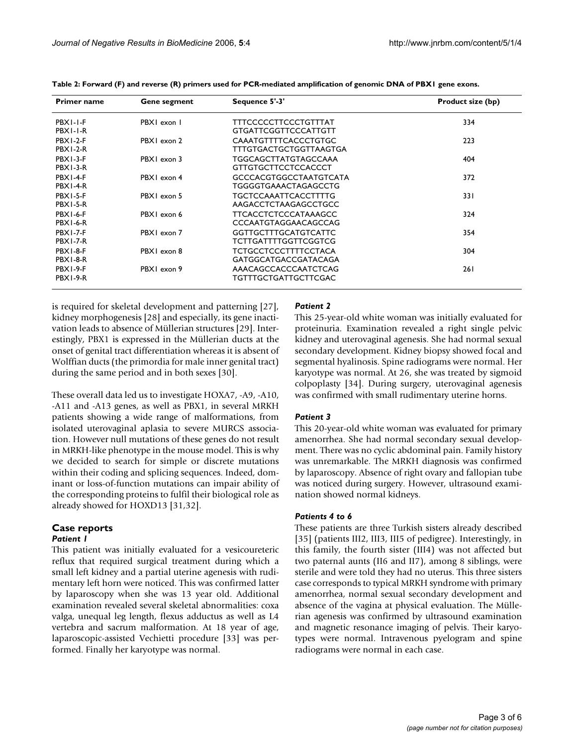**Table 2: Forward (F) and reverse (R) primers used for PCR-mediated amplification of genomic DNA of PBX1 gene exons.**

| Primer name | Gene segment | Sequence 5'-3' | Product size (bp) |
|---|---|---|---|
| PBX1-1-F<br>PBX1-1-R | PBX1 exon 1 | TTTCCCCCTTCCCTGTTTAT<br>GTGATTCGGTTCCCATTGTT | 334 |
| PBX1-2-F<br>PBX1-2-R | PBX1 exon 2 | CAAATGTTTTCACCCTGTGC<br>TTTGTGACTGCTGGTTAAGTGA | 223 |
| PBX1-3-F<br>PBX1-3-R | PBX1 exon 3 | TGGCAGCTTATGTAGCCAAA<br>GTTGTGCTTCCTCCACCCT | 404 |
| PBX1-4-F<br>PBX1-4-R | PBX1 exon 4 | GCCCACGTGGCCTAATGTCATA<br>TGGGGTGAAACTAGAGCCTG | 372 |
| PBX1-5-F<br>PBX1-5-R | PBX1 exon 5 | TGCTCCAAATTCACCTTTTG<br>AAGACCTCTAAGAGCCTGCC | 331 |
| PBX1-6-F<br>PBX1-6-R | PBX1 exon 6 | TTCACCTCTCCCATAAAGCC<br>CCCAATGTAGGAACAGCCAG | 324 |
| PBX1-7-F<br>PBX1-7-R | PBX1 exon 7 | GGTTGCTTTGCATGTCATTC<br>TCTTGATTTTGGTTCGGTCG | 354 |
| PBX1-8-F<br>PBX1-8-R | PBX1 exon 8 | TCTGCCTCCCTTTTCCTACA<br>GATGGCATGACCGATACAGA | 304 |
| PBX1-9-F<br>PBX1-9-R | PBX1 exon 9 | AAACAGCCACCCAATCTCAG<br>TGTTTGCTGATTGCTTCGAC | 261 |

is required for skeletal development and patterning [27], kidney morphogenesis [28] and especially, its gene inactivation leads to absence of Müllerian structures [29]. Interestingly, PBX1 is expressed in the Müllerian ducts at the onset of genital tract differentiation whereas it is absent of Wolffian ducts (the primordia for male inner genital tract) during the same period and in both sexes [30].

These overall data led us to investigate HOXA7, -A9, -A10, -A11 and -A13 genes, as well as PBX1, in several MRKH patients showing a wide range of malformations, from isolated uterovaginal aplasia to severe MURCS association. However null mutations of these genes do not result in MRKH-like phenotype in the mouse model. This is why we decided to search for simple or discrete mutations within their coding and splicing sequences. Indeed, dominant or loss-of-function mutations can impair ability of the corresponding proteins to fulfil their biological role as already showed for HOXD13 [31,32].

## Case reports

### *Patient 1*

This patient was initially evaluated for a vesicoureteric reflux that required surgical treatment during which a small left kidney and a partial uterine agenesis with rudimentary left horn were noticed. This was confirmed latter by laparoscopy when she was 13 year old. Additional examination revealed several skeletal abnormalities: coxa valga, unequal leg length, flexus adductus as well as L4 vertebra and sacrum malformation. At 18 year of age, laparoscopic-assisted Vechietti procedure [33] was performed. Finally her karyotype was normal.

### *Patient 2*

This 25-year-old white woman was initially evaluated for proteinuria. Examination revealed a right single pelvic kidney and uterovaginal agenesis. She had normal sexual secondary development. Kidney biopsy showed focal and segmental hyalinosis. Spine radiograms were normal. Her karyotype was normal. At 26, she was treated by sigmoid colpoplasty [34]. During surgery, uterovaginal agenesis was confirmed with small rudimentary uterine horns.

### *Patient 3*

This 20-year-old white woman was evaluated for primary amenorrhea. She had normal secondary sexual development. There was no cyclic abdominal pain. Family history was unremarkable. The MRKH diagnosis was confirmed by laparoscopy. Absence of right ovary and fallopian tube was noticed during surgery. However, ultrasound examination showed normal kidneys.

### *Patients 4 to 6*

These patients are three Turkish sisters already described [35] (patients III2, III3, III5 of pedigree). Interestingly, in this family, the fourth sister (III4) was not affected but two paternal aunts (II6 and II7), among 8 siblings, were sterile and were told they had no uterus. This three sisters case corresponds to typical MRKH syndrome with primary amenorrhea, normal sexual secondary development and absence of the vagina at physical evaluation. The Müllerian agenesis was confirmed by ultrasound examination and magnetic resonance imaging of pelvis. Their karyotypes were normal. Intravenous pyelogram and spine radiograms were normal in each case.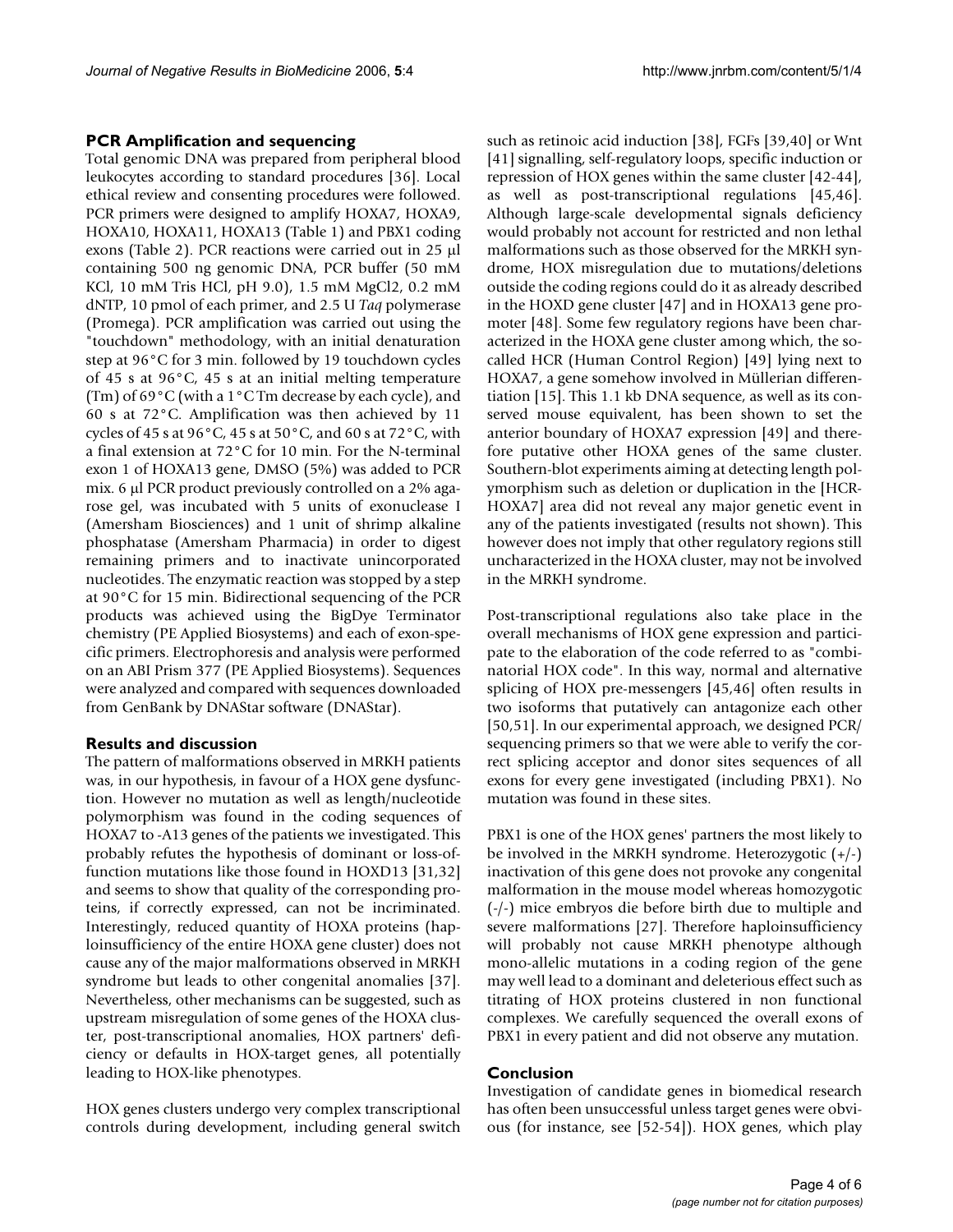### PCR Amplification and sequencing

Total genomic DNA was prepared from peripheral blood leukocytes according to standard procedures [36]. Local ethical review and consenting procedures were followed. PCR primers were designed to amplify HOXA7, HOXA9, HOXA10, HOXA11, HOXA13 (Table 1) and PBX1 coding exons (Table 2). PCR reactions were carried out in 25 µl containing 500 ng genomic DNA, PCR buffer (50 mM KCl, 10 mM Tris HCl, pH 9.0), 1.5 mM $MgCl_2$, 0.2 mM dNTP, 10 pmol of each primer, and 2.5 U *Taq* polymerase (Promega). PCR amplification was carried out using the "touchdown" methodology, with an initial denaturation step at 96°C for 3 min. followed by 19 touchdown cycles of 45 s at 96°C, 45 s at an initial melting temperature (Tm) of 69°C (with a 1°C Tm decrease by each cycle), and 60 s at 72°C. Amplification was then achieved by 11 cycles of 45 s at 96°C, 45 s at 50°C, and 60 s at 72°C, with a final extension at 72°C for 10 min. For the N-terminal exon 1 of HOXA13 gene, DMSO (5%) was added to PCR mix. 6 µl PCR product previously controlled on a 2% agarose gel, was incubated with 5 units of exonuclease I (Amersham Biosciences) and 1 unit of shrimp alkaline phosphatase (Amersham Pharmacia) in order to digest remaining primers and to inactivate unincorporated nucleotides. The enzymatic reaction was stopped by a step at 90°C for 15 min. Bidirectional sequencing of the PCR products was achieved using the BigDye Terminator chemistry (PE Applied Biosystems) and each of exon-specific primers. Electrophoresis and analysis were performed on an ABI Prism 377 (PE Applied Biosystems). Sequences were analyzed and compared with sequences downloaded from GenBank by DNAStar software (DNAStar).

## Results and discussion

The pattern of malformations observed in MRKH patients was, in our hypothesis, in favour of a HOX gene dysfunction. However no mutation as well as length/nucleotide polymorphism was found in the coding sequences of HOXA7 to -A13 genes of the patients we investigated. This probably refutes the hypothesis of dominant or loss-of-function mutations like those found in HOXD13 [31,32] and seems to show that quality of the corresponding proteins, if correctly expressed, can not be incriminated. Interestingly, reduced quantity of HOXA proteins (haploinsufficiency of the entire HOXA gene cluster) does not cause any of the major malformations observed in MRKH syndrome but leads to other congenital anomalies [37]. Nevertheless, other mechanisms can be suggested, such as upstream misregulation of some genes of the HOXA cluster, post-transcriptional anomalies, HOX partners' deficiency or defaults in HOX-target genes, all potentially leading to HOX-like phenotypes.

HOX genes clusters undergo very complex transcriptional controls during development, including general switch such as retinoic acid induction [38], FGFs [39,40] or Wnt [41] signalling, self-regulatory loops, specific induction or repression of HOX genes within the same cluster [42-44], as well as post-transcriptional regulations [45,46]. Although large-scale developmental signals deficiency would probably not account for restricted and non lethal malformations such as those observed for the MRKH syndrome, HOX misregulation due to mutations/deletions outside the coding regions could do it as already described in the HOXD gene cluster [47] and in HOXA13 gene promoter [48]. Some few regulatory regions have been characterized in the HOXA gene cluster among which, the so-called HCR (Human Control Region) [49] lying next to HOXA7, a gene somehow involved in Müllerian differentiation [15]. This 1.1 kb DNA sequence, as well as its conserved mouse equivalent, has been shown to set the anterior boundary of HOXA7 expression [49] and therefore putative other HOXA genes of the same cluster. Southern-blot experiments aiming at detecting length polymorphism such as deletion or duplication in the [HCR-HOXA7] area did not reveal any major genetic event in any of the patients investigated (results not shown). This however does not imply that other regulatory regions still uncharacterized in the HOXA cluster, may not be involved in the MRKH syndrome.

Post-transcriptional regulations also take place in the overall mechanisms of HOX gene expression and participate to the elaboration of the code referred to as "combinatorial HOX code". In this way, normal and alternative splicing of HOX pre-messengers [45,46] often results in two isoforms that putatively can antagonize each other [50,51]. In our experimental approach, we designed PCR/sequencing primers so that we were able to verify the correct splicing acceptor and donor sites sequences of all exons for every gene investigated (including PBX1). No mutation was found in these sites.

PBX1 is one of the HOX genes' partners the most likely to be involved in the MRKH syndrome. Heterozygotic (+/-) inactivation of this gene does not provoke any congenital malformation in the mouse model whereas homozygotic (-/-) mice embryos die before birth due to multiple and severe malformations [27]. Therefore haploinsufficiency will probably not cause MRKH phenotype although mono-allelic mutations in a coding region of the gene may well lead to a dominant and deleterious effect such as titrating of HOX proteins clustered in non functional complexes. We carefully sequenced the overall exons of PBX1 in every patient and did not observe any mutation.

## Conclusion

Investigation of candidate genes in biomedical research has often been unsuccessful unless target genes were obvious (for instance, see [52-54]). HOX genes, which play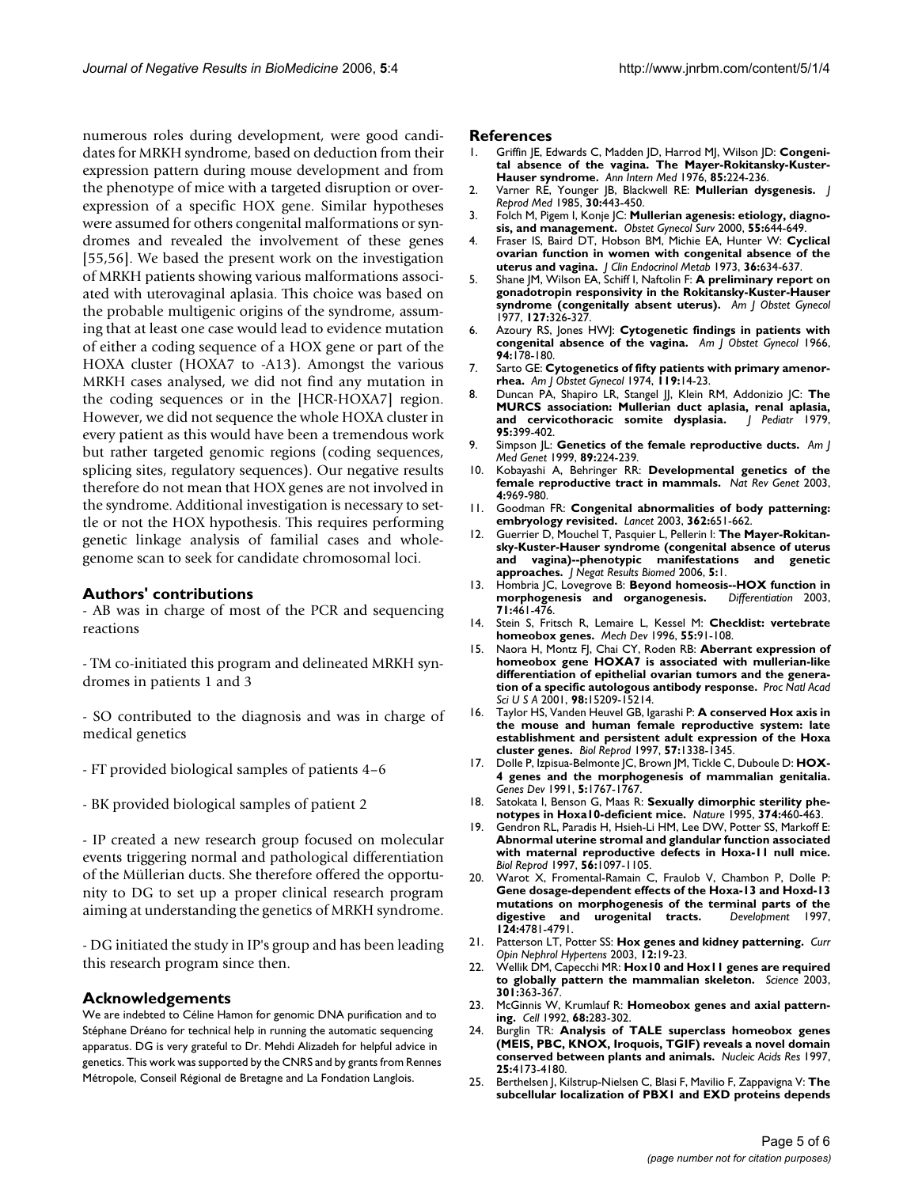numerous roles during development, were good candidates for MRKH syndrome, based on deduction from their expression pattern during mouse development and from the phenotype of mice with a targeted disruption or overexpression of a specific HOX gene. Similar hypotheses were assumed for others congenital malformations or syndromes and revealed the involvement of these genes [55,56]. We based the present work on the investigation of MRKH patients showing various malformations associated with uterovaginal aplasia. This choice was based on the probable multigenic origins of the syndrome, assuming that at least one case would lead to evidence mutation of either a coding sequence of a HOX gene or part of the HOXA cluster (HOXA7 to -A13). Amongst the various MRKH cases analysed, we did not find any mutation in the coding sequences or in the [HCR-HOXA7] region. However, we did not sequence the whole HOXA cluster in every patient as this would have been a tremendous work but rather targeted genomic regions (coding sequences, splicing sites, regulatory sequences). Our negative results therefore do not mean that HOX genes are not involved in the syndrome. Additional investigation is necessary to settle or not the HOX hypothesis. This requires performing genetic linkage analysis of familial cases and whole-genome scan to seek for candidate chromosomal loci.

## Authors' contributions

- AB was in charge of most of the PCR and sequencing reactions

- TM co-initiated this program and delineated MRKH syndromes in patients 1 and 3

- SO contributed to the diagnosis and was in charge of medical genetics

- FT provided biological samples of patients 4–6

- BK provided biological samples of patient 2

- IP created a new research group focused on molecular events triggering normal and pathological differentiation of the Müllerian ducts. She therefore offered the opportunity to DG to set up a proper clinical research program aiming at understanding the genetics of MRKH syndrome.

- DG initiated the study in IP's group and has been leading this research program since then.

## Acknowledgements

We are indebted to Céline Hamon for genomic DNA purification and to Stéphane Dréano for technical help in running the automatic sequencing apparatus. DG is very grateful to Dr. Mehdi Alizadeh for helpful advice in genetics. This work was supported by the CNRS and by grants from Rennes Métropole, Conseil Régional de Bretagne and La Fondation Langlois.

## References

1. Griffin JE, Edwards C, Madden JD, Harrod MJ, Wilson JD: **Congenital absence of the vagina. The Mayer-Rokitansky-Kuster-Hauser syndrome.** *Ann Intern Med* 1976, **85:**224-236.
2. Varner RE, Younger JB, Blackwell RE: **Mullerian dysgenesis.** *J Reprod Med* 1985, **30:**443-450.
3. Folch M, Pigem I, Konje JC: **Mullerian agenesis: etiology, diagnosis, and management.** *Obstet Gynecol Surv* 2000, **55:**644-649.
4. Fraser IS, Baird DT, Hobson BM, Michie EA, Hunter W: **Cyclical ovarian function in women with congenital absence of the uterus and vagina.** *J Clin Endocrinol Metab* 1973, **36:**634-637.
5. Shane JM, Wilson EA, Schiff I, Naftolin F: **A preliminary report on gonadotropin responsivity in the Rokitansky-Kuster-Hauser syndrome (congenitally absent uterus).** *Am J Obstet Gynecol* 1977, **127:**326-327.
6. Azoury RS, Jones HWJ: **Cytogenetic findings in patients with congenital absence of the vagina.** *Am J Obstet Gynecol* 1966, **94:**178-180.
7. Sarto GE: **Cytogenetics of fifty patients with primary amenorrhea.** *Am J Obstet Gynecol* 1974, **119:**14-23.
8. Duncan PA, Shapiro LR, Stangel JJ, Klein RM, Addonizio JC: **The MURCS association: Mullerian duct aplasia, renal aplasia, and cervicothoracic somite dysplasia.** *J Pediatr* 1979, **95:**399-402.
9. Simpson JL: **Genetics of the female reproductive ducts.** *Am J Med Genet* 1999, **89:**224-239.
10. Kobayashi A, Behringer RR: **Developmental genetics of the female reproductive tract in mammals.** *Nat Rev Genet* 2003, **4:**969-980.
11. Goodman FR: **Congenital abnormalities of body patterning: embryology revisited.** *Lancet* 2003, **362:**651-662.
12. Guerrier D, Mouchel T, Pasquier L, Pellerin I: **The Mayer-Rokitansky-Kuster-Hauser syndrome (congenital absence of uterus and vagina)--phenotypic manifestations and genetic approaches.** *J Negat Results Biomed* 2006, **5:**1.
13. Hombria JC, Lovegrove B: **Beyond homeosis--HOX function in morphogenesis and organogenesis.** *Differentiation* 2003, **71:**461-476.
14. Stein S, Fritsch R, Lemaire L, Kessel M: **Checklist: vertebrate homeobox genes.** *Mech Dev* 1996, **55:**91-108.
15. Naora H, Montz FJ, Chai CY, Roden RB: **Aberrant expression of homeobox gene HOXA7 is associated with mullerian-like differentiation of epithelial ovarian tumors and the generation of a specific autologous antibody response.** *Proc Natl Acad Sci U S A* 2001, **98:**15209-15214.
16. Taylor HS, Vanden Heuvel GB, Igarashi P: **A conserved Hox axis in the mouse and human female reproductive system: late establishment and persistent adult expression of the Hoxa cluster genes.** *Biol Reprod* 1997, **57:**1338-1345.
17. Dolle P, Izpisua-Belmonte JC, Brown JM, Tickle C, Duboule D: **HOX-4 genes and the morphogenesis of mammalian genitalia.** *Genes Dev* 1991, **5:**1767-1767.
18. Satokata I, Benson G, Maas R: **Sexually dimorphic sterility phenotypes in Hoxa10-deficient mice.** *Nature* 1995, **374:**460-463.
19. Gendron RL, Paradis H, Hsieh-Li HM, Lee DW, Potter SS, Markoff E: **Abnormal uterine stromal and glandular function associated with maternal reproductive defects in Hoxa-11 null mice.** *Biol Reprod* 1997, **56:**1097-1105.
20. Warot X, Fromental-Ramain C, Fraulob V, Chambon P, Dolle P: **Gene dosage-dependent effects of the Hoxa-13 and Hoxd-13 mutations on morphogenesis of the terminal parts of the digestive and urogenital tracts.** *Development* 1997, **124:**4781-4791.
21. Patterson LT, Potter SS: **Hox genes and kidney patterning.** *Curr Opin Nephrol Hypertens* 2003, **12:**19-23.
22. Wellik DM, Capecchi MR: **Hox10 and Hox11 genes are required to globally pattern the mammalian skeleton.** *Science* 2003, **301:**363-367.
23. McGinnis W, Krumlauf R: **Homeobox genes and axial patterning.** *Cell* 1992, **68:**283-302.
24. Burglin TR: **Analysis of TALE superclass homeobox genes (MEIS, PBC, KNOX, Iroquois, TGIF) reveals a novel domain conserved between plants and animals.** *Nucleic Acids Res* 1997, **25:**4173-4180.
25. Berthelsen J, Kilstrup-Nielsen C, Blasi F, Mavilio F, Zappavigna V: **The subcellular localization of PBX1 and EXD proteins depends**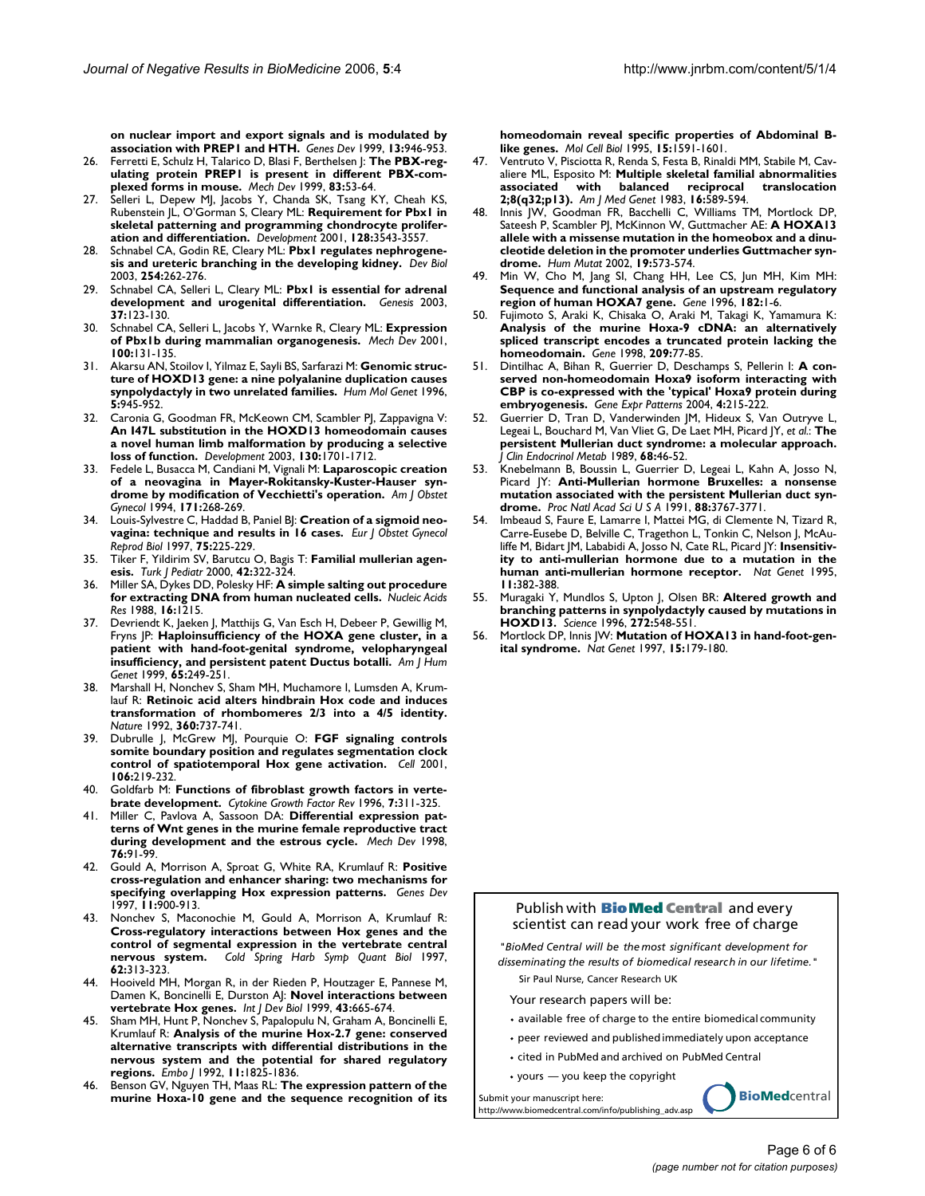on nuclear import and export signals and is modulated by association with PREP1 and HTH. *Genes Dev* 1999, **13:**946-953.

26. Ferretti E, Schulz H, Talarico D, Blasi F, Berthelsen J: **The PBX-regulating protein PREP1 is present in different PBX-complexed forms in mouse.** *Mech Dev* 1999, **83:**53-64.
27. Selleri L, Depew MJ, Jacobs Y, Chanda SK, Tsang KY, Cheah KS, Rubenstein JL, O'Gorman S, Cleary ML: **Requirement for Pbx1 in skeletal patterning and programming chondrocyte proliferation and differentiation.** *Development* 2001, **128:**3543-3557.
28. Schnabel CA, Godin RE, Cleary ML: **Pbx1 regulates nephrogenesis and ureteric branching in the developing kidney.** *Dev Biol* 2003, **254:**262-276.
29. Schnabel CA, Selleri L, Cleary ML: **Pbx1 is essential for adrenal development and urogenital differentiation.** *Genesis* 2003, **37:**123-130.
30. Schnabel CA, Selleri L, Jacobs Y, Warnke R, Cleary ML: **Expression of Pbx1b during mammalian organogenesis.** *Mech Dev* 2001, **100:**131-135.
31. Akarsu AN, Stoilov I, Yilmaz E, Sayli BS, Sarfarazi M: **Genomic structure of HOXD13 gene: a nine polyalanine duplication causes synpolydactyly in two unrelated families.** *Hum Mol Genet* 1996, **5:**945-952.
32. Caronia G, Goodman FR, McKeown CM, Scambler PJ, Zappavigna V: **An I47L substitution in the HOXD13 homeodomain causes a novel human limb malformation by producing a selective loss of function.** *Development* 2003, **130:**1701-1712.
33. Fedele L, Busacca M, Candiani M, Vignali M: **Laparoscopic creation of a neovagina in Mayer-Rokitansky-Kuster-Hauser syndrome by modification of Vecchietti's operation.** *Am J Obstet Gynecol* 1994, **171:**268-269.
34. Louis-Sylvestre C, Haddad B, Paniel BJ: **Creation of a sigmoid neovagina: technique and results in 16 cases.** *Eur J Obstet Gynecol Reprod Biol* 1997, **75:**225-229.
35. Tiker F, Yildirim SV, Barutcu O, Bagis T: **Familial mullerian agenesis.** *Turk J Pediatr* 2000, **42:**322-324.
36. Miller SA, Dykes DD, Polesky HF: **A simple salting out procedure for extracting DNA from human nucleated cells.** *Nucleic Acids Res* 1988, **16:**1215.
37. Devriendt K, Jaeken J, Matthijs G, Van Esch H, Debeer P, Gewillig M, Fryns JP: **Haploinsufficiency of the HOXA gene cluster, in a patient with hand-foot-genital syndrome, velopharyngeal insufficiency, and persistent patent Ductus botalli.** *Am J Hum Genet* 1999, **65:**249-251.
38. Marshall H, Nonchev S, Sham MH, Muchamore I, Lumsden A, Krumlauf R: **Retinoic acid alters hindbrain Hox code and induces transformation of rhombomeres 2/3 into a 4/5 identity.** *Nature* 1992, **360:**737-741.
39. Dubrulle J, McGrew MJ, Pourquie O: **FGF signaling controls somite boundary position and regulates segmentation clock control of spatiotemporal Hox gene activation.** *Cell* 2001, **106:**219-232.
40. Goldfarb M: **Functions of fibroblast growth factors in vertebrate development.** *Cytokine Growth Factor Rev* 1996, **7:**311-325.
41. Miller C, Pavlova A, Sassoon DA: **Differential expression patterns of Wnt genes in the murine female reproductive tract during development and the estrous cycle.** *Mech Dev* 1998, **76:**91-99.
42. Gould A, Morrison A, Sproat G, White RA, Krumlauf R: **Positive cross-regulation and enhancer sharing: two mechanisms for specifying overlapping Hox expression patterns.** *Genes Dev* 1997, **11:**900-913.
43. Nonchev S, Maconochie M, Gould A, Morrison A, Krumlauf R: **Cross-regulatory interactions between Hox genes and the control of segmental expression in the vertebrate central nervous system.** *Cold Spring Harb Symp Quant Biol* 1997, **62:**313-323.
44. Hooiveld MH, Morgan R, in der Rieden P, Houtzager E, Pannese M, Damen K, Boncinelli E, Durston AJ: **Novel interactions between vertebrate Hox genes.** *Int J Dev Biol* 1999, **43:**665-674.
45. Sham MH, Hunt P, Nonchev S, Papalopulu N, Graham A, Boncinelli E, Krumlauf R: **Analysis of the murine Hox-2.7 gene: conserved alternative transcripts with differential distributions in the nervous system and the potential for shared regulatory regions.** *Embo J* 1992, **11:**1825-1836.
46. Benson GV, Nguyen TH, Maas RL: **The expression pattern of the murine Hoxa-10 gene and the sequence recognition of its homeodomain reveal specific properties of Abdominal B-like genes.** *Mol Cell Biol* 1995, **15:**1591-1601.
47. Ventruto V, Pisciotta R, Renda S, Festa B, Rinaldi MM, Stabile M, Cavaliere ML, Esposito M: **Multiple skeletal familial abnormalities associated with balanced reciprocal translocation 2;8(q32;p13).** *Am J Med Genet* 1983, **16:**589-594.
48. Innis JW, Goodman FR, Bacchelli C, Williams TM, Mortlock DP, Sateesh P, Scambler PJ, McKinnon W, Guttmacher AE: **A HOXA13 allele with a missense mutation in the homeobox and a dinucleotide deletion in the promoter underlies Guttmacher syndrome.** *Hum Mutat* 2002, **19:**573-574.
49. Min W, Cho M, Jang SI, Chang HH, Lee CS, Jun MH, Kim MH: **Sequence and functional analysis of an upstream regulatory region of human HOXA7 gene.** *Gene* 1996, **182:**1-6.
50. Fujimoto S, Araki K, Chisaka O, Araki M, Takagi K, Yamamura K: **Analysis of the murine Hoxa-9 cDNA: an alternatively spliced transcript encodes a truncated protein lacking the homeodomain.** *Gene* 1998, **209:**77-85.
51. Dintilhac A, Bihan R, Guerrier D, Deschamps S, Pellerin I: **A conserved non-homeodomain Hoxa9 isoform interacting with CBP is co-expressed with the 'typical' Hoxa9 protein during embryogenesis.** *Gene Expr Patterns* 2004, **4:**215-222.
52. Guerrier D, Tran D, Vanderwinden JM, Hideux S, Van Outryve L, Legeai L, Bouchard M, Van Vliet G, De Laet MH, Picard JY, *et al.*: **The persistent Mullerian duct syndrome: a molecular approach.** *J Clin Endocrinol Metab* 1989, **68:**46-52.
53. Knebelmann B, Boussin L, Guerrier D, Legeai L, Kahn A, Josso N, Picard JY: **Anti-Mullerian hormone Bruxelles: a nonsense mutation associated with the persistent Mullerian duct syndrome.** *Proc Natl Acad Sci U S A* 1991, **88:**3767-3771.
54. Imbeaud S, Faure E, Lamarre I, Mattei MG, di Clemente N, Tizard R, Carre-Eusebe D, Belville C, Tragethon L, Tonkin C, Nelson J, McAuliffe M, Bidart JM, Lababidi A, Josso N, Cate RL, Picard JY: **Insensitivity to anti-mullerian hormone due to a mutation in the human anti-mullerian hormone receptor.** *Nat Genet* 1995, **11:**382-388.
55. Muragaki Y, Mundlos S, Upton J, Olsen BR: **Altered growth and branching patterns in synpolydactyly caused by mutations in HOXD13.** *Science* 1996, **272:**548-551.
56. Mortlock DP, Innis JW: **Mutation of HOXA13 in hand-foot-genital syndrome.** *Nat Genet* 1997, **15:**179-180.